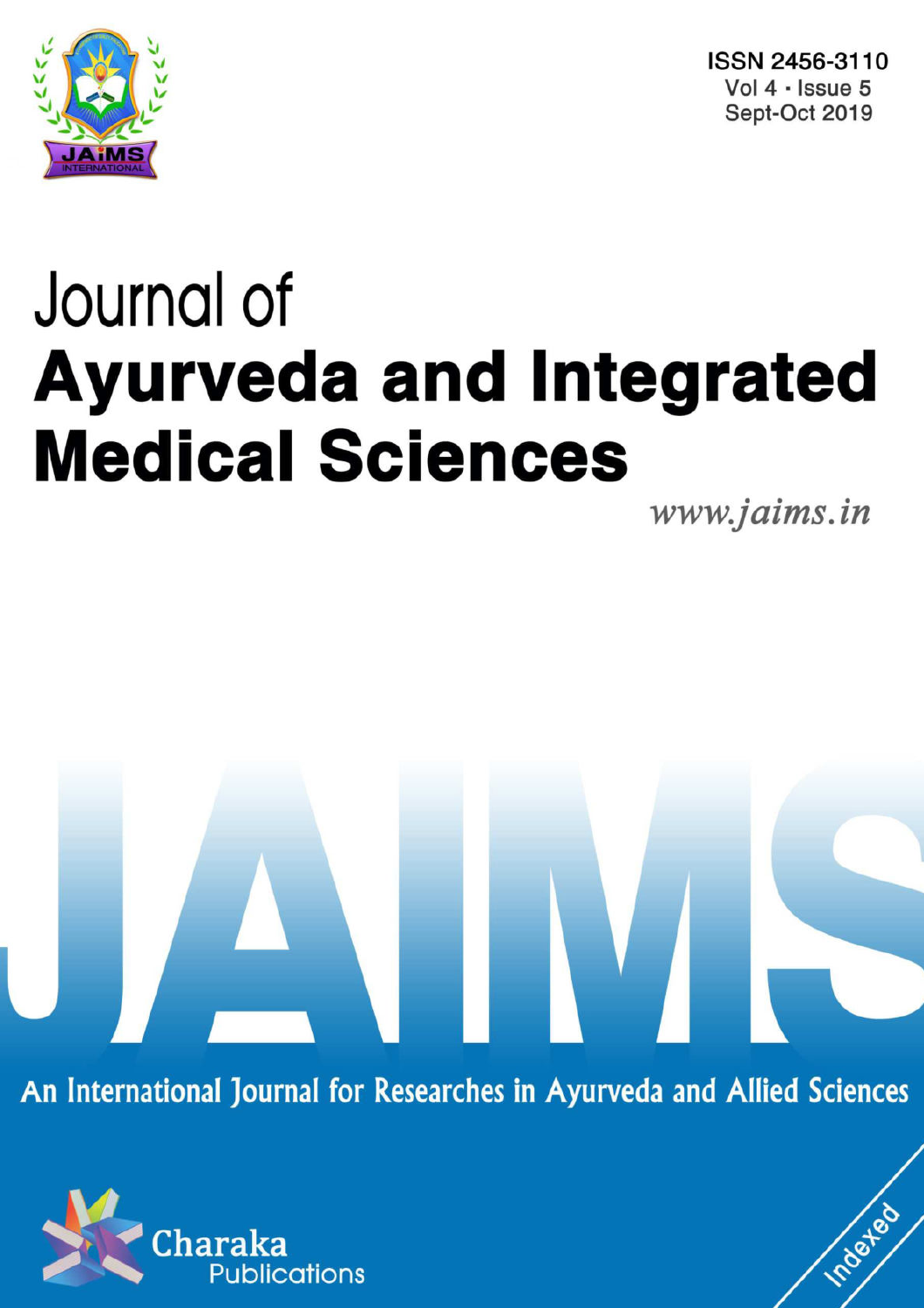ISSN 2456-3110
Vol 4 · Issue 5
Sept-Oct 2019

# Journal of
# Ayurveda and Integrated Medical Sciences

*www.jaims.in*

JAIMS

An International Journal for Researches in Ayurveda and Allied Sciences

Charaka Publications

Indexed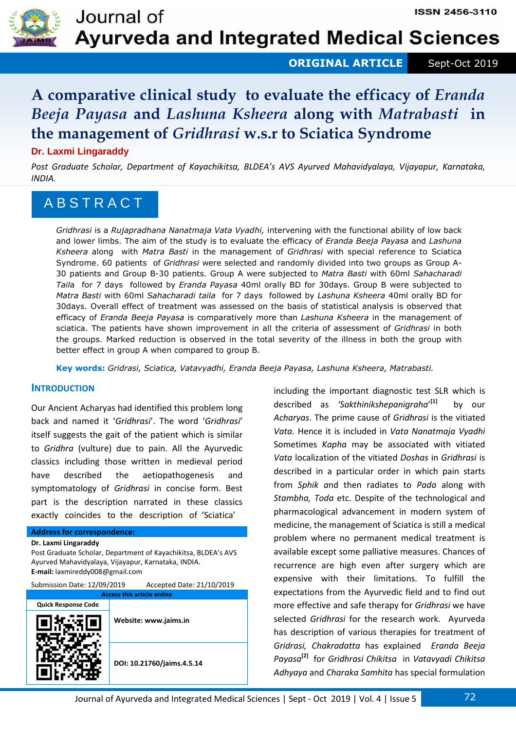# A comparative clinical study to evaluate the efficacy of *Eranda Beeja Payasa* and *Lashuna Ksheera* along with *Matrabasti* in the management of *Gridhrasi* w.s.r to Sciatica Syndrome

**Dr. Laxmi Lingaraddy**

*Post Graduate Scholar, Department of Kayachikitsa, BLDEA's AVS Ayurved Mahavidyalaya, Vijayapur, Karnataka, INDIA.*

## ABSTRACT

*Gridhrasi* is a *Rujapradhana Nanatmaja Vata Vyadhi,* intervening with the functional ability of low back and lower limbs. The aim of the study is to evaluate the efficacy of *Eranda Beeja Payasa* and *Lashuna Ksheera* along with *Matra Basti* in the management of *Gridhrasi* with special reference to Sciatica Syndrome. 60 patients of *Gridhrasi* were selected and randomly divided into two groups as Group A-30 patients and Group B-30 patients. Group A were subjected to *Matra Basti* with 60ml *Sahacharadi Taila* for 7 days followed by *Eranda Payasa* 40ml orally BD for 30days. Group B were subjected to *Matra Basti* with 60ml *Sahacharadi taila* for 7 days followed by *Lashuna Ksheera* 40ml orally BD for 30days. Overall effect of treatment was assessed on the basis of statistical analysis is observed that efficacy of *Eranda Beeja Payasa* is comparatively more than *Lashuna Ksheera* in the management of sciatica. The patients have shown improvement in all the criteria of assessment of *Gridhrasi* in both the groups. Marked reduction is observed in the total severity of the illness in both the group with better effect in group A when compared to group B.

**Key words:** *Gridrasi, Sciatica, Vatavyadhi, Eranda Beeja Payasa, Lashuna Ksheera, Matrabasti.*

## INTRODUCTION

Our Ancient Acharyas had identified this problem long back and named it '*Gridhrasi*'. The word '*Gridhrasi*' itself suggests the gait of the patient which is similar to *Gridhra* (vulture) due to pain. All the Ayurvedic classics including those written in medieval period have described the aetiopathogenesis and symptomatology of *Gridhrasi* in concise form. Best part is the description narrated in these classics exactly coincides to the description of 'Sciatica' including the important diagnostic test SLR which is described as *'Sakthinikshepanigraha'*[1] by our *Acharyas*. The prime cause of *Gridhrasi* is the vitiated *Vata.* Hence it is included in *Vata Nanatmaja Vyadhi* Sometimes *Kapha* may be associated with vitiated *Vata* localization of the vitiated *Doshas* in *Gridhrasi* is described in a particular order in which pain starts from *Sphik* and then radiates to *Pada* along with *Stambha, Toda* etc. Despite of the technological and pharmacological advancement in modern system of medicine, the management of Sciatica is still a medical problem where no permanent medical treatment is available except some palliative measures. Chances of recurrence are high even after surgery which are expensive with their limitations. To fulfill the expectations from the Ayurvedic field and to find out more effective and safe therapy for *Gridhrasi* we have selected *Gridhrasi* for the research work. Ayurveda has description of various therapies for treatment of *Gridrasi, Chakradatta* has explained *Eranda Beeja Payasa*[2] for *Gridhrasi Chikitsa* in *Vatavyadi Chikitsa Adhyaya* and *Charaka Samhita* has special formulation

**Address for correspondence:**

**Dr. Laxmi Lingaraddy**
Post Graduate Scholar, Department of Kayachikitsa, BLDEA's AVS Ayurved Mahavidyalaya, Vijayapur, Karnataka, INDIA.
**E-mail:** laxmireddy008@gmail.com

Submission Date: 12/09/2019 Accepted Date: 21/10/2019

| Access this article online | |
|---|---|
| Quick Response Code | Website: www.jaims.in |
| | DOI: 10.21760/jaims.4.5.14 |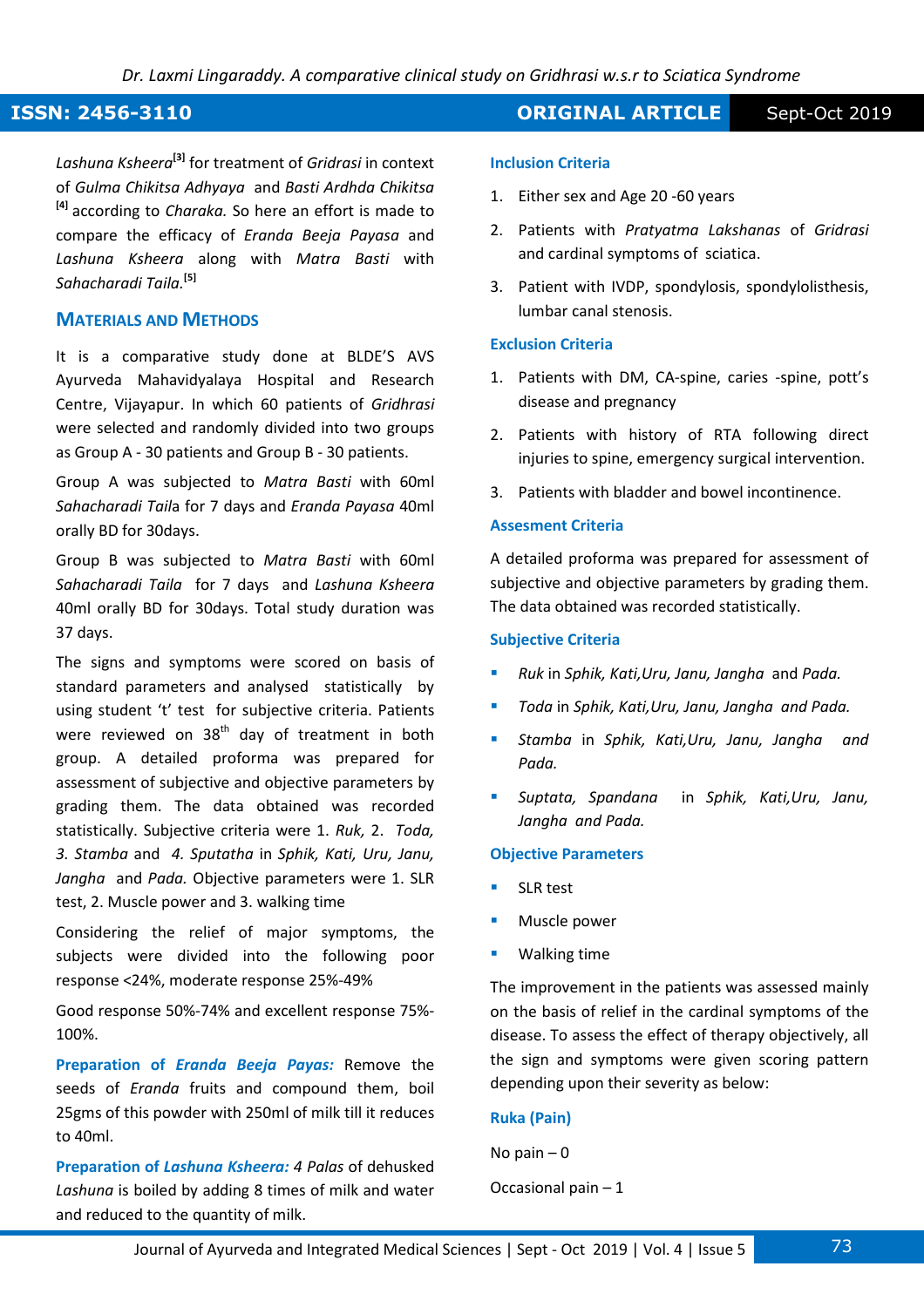*Lashuna Ksheera*[3] for treatment of *Gridrasi* in context of *Gulma Chikitsa Adhyaya* and *Basti Ardhda Chikitsa* [4] according to *Charaka.* So here an effort is made to compare the efficacy of *Eranda Beeja Payasa* and *Lashuna Ksheera* along with *Matra Basti* with *Sahacharadi Taila.*[5]

## Materials and Methods

It is a comparative study done at BLDE'S AVS Ayurveda Mahavidyalaya Hospital and Research Centre, Vijayapur. In which 60 patients of *Gridhrasi* were selected and randomly divided into two groups as Group A - 30 patients and Group B - 30 patients.

Group A was subjected to *Matra Basti* with 60ml *Sahacharadi Taila* for 7 days and *Eranda Payasa* 40ml orally BD for 30days.

Group B was subjected to *Matra Basti* with 60ml *Sahacharadi Taila* for 7 days and *Lashuna Ksheera* 40ml orally BD for 30days. Total study duration was 37 days.

The signs and symptoms were scored on basis of standard parameters and analysed statistically by using student 't' test for subjective criteria. Patients were reviewed on 38th day of treatment in both group. A detailed proforma was prepared for assessment of subjective and objective parameters by grading them. The data obtained was recorded statistically. Subjective criteria were 1. *Ruk,* 2. *Toda, 3. Stamba* and *4. Sputatha* in *Sphik, Kati, Uru, Janu, Jangha* and *Pada.* Objective parameters were 1. SLR test, 2. Muscle power and 3. walking time

Considering the relief of major symptoms, the subjects were divided into the following poor response <24%, moderate response 25%-49%

Good response 50%-74% and excellent response 75%-100%.

**Preparation of *Eranda Beeja Payas:*** Remove the seeds of *Eranda* fruits and compound them, boil 25gms of this powder with 250ml of milk till it reduces to 40ml.

**Preparation of *Lashuna Ksheera:*** *4 Palas* of dehusked *Lashuna* is boiled by adding 8 times of milk and water and reduced to the quantity of milk.

### Inclusion Criteria

1. Either sex and Age 20 -60 years
2. Patients with *Pratyatma Lakshanas* of *Gridrasi* and cardinal symptoms of sciatica.
3. Patient with IVDP, spondylosis, spondylolisthesis, lumbar canal stenosis.

### Exclusion Criteria

1. Patients with DM, CA-spine, caries -spine, pott's disease and pregnancy
2. Patients with history of RTA following direct injuries to spine, emergency surgical intervention.
3. Patients with bladder and bowel incontinence.

### Assesment Criteria

A detailed proforma was prepared for assessment of subjective and objective parameters by grading them. The data obtained was recorded statistically.

### Subjective Criteria

- *Ruk* in *Sphik, Kati,Uru, Janu, Jangha* and *Pada.*
- *Toda* in *Sphik, Kati,Uru, Janu, Jangha and Pada.*
- *Stamba* in *Sphik, Kati,Uru, Janu, Jangha and Pada.*
- *Suptata, Spandana* in *Sphik, Kati,Uru, Janu, Jangha and Pada.*

### Objective Parameters

- SLR test
- Muscle power
- Walking time

The improvement in the patients was assessed mainly on the basis of relief in the cardinal symptoms of the disease. To assess the effect of therapy objectively, all the sign and symptoms were given scoring pattern depending upon their severity as below:

### Ruka (Pain)

No pain – 0

Occasional pain – 1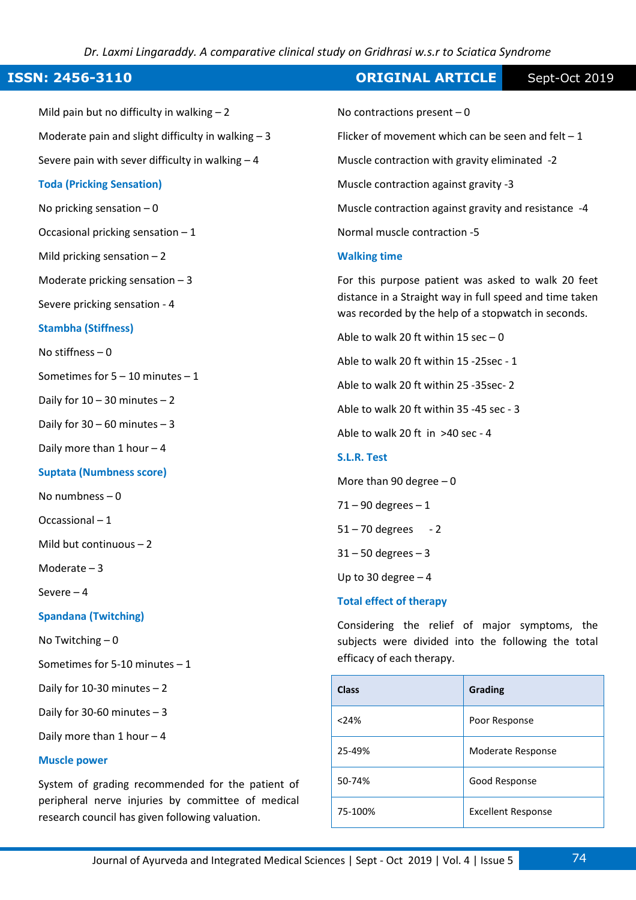Mild pain but no difficulty in walking – 2

Moderate pain and slight difficulty in walking – 3

Severe pain with sever difficulty in walking – 4

### Toda (Pricking Sensation)

No pricking sensation – 0

Occasional pricking sensation – 1

Mild pricking sensation – 2

Moderate pricking sensation – 3

Severe pricking sensation - 4

### Stambha (Stiffness)

No stiffness – 0

Sometimes for 5 – 10 minutes – 1

Daily for 10 – 30 minutes – 2

Daily for 30 – 60 minutes – 3

Daily more than 1 hour – 4

### Suptata (Numbness score)

No numbness – 0

Occassional – 1

Mild but continuous – 2

Moderate – 3

Severe – 4

### Spandana (Twitching)

No Twitching – 0

Sometimes for 5-10 minutes – 1

Daily for 10-30 minutes – 2

Daily for 30-60 minutes – 3

Daily more than 1 hour – 4

### Muscle power

System of grading recommended for the patient of peripheral nerve injuries by committee of medical research council has given following valuation.

No contractions present – 0

Flicker of movement which can be seen and felt – 1

Muscle contraction with gravity eliminated -2

Muscle contraction against gravity -3

Muscle contraction against gravity and resistance -4

Normal muscle contraction -5

### Walking time

For this purpose patient was asked to walk 20 feet distance in a Straight way in full speed and time taken was recorded by the help of a stopwatch in seconds.

Able to walk 20 ft within 15 sec – 0

Able to walk 20 ft within 15 -25sec - 1

Able to walk 20 ft within 25 -35sec- 2

Able to walk 20 ft within 35 -45 sec - 3

Able to walk 20 ft in >40 sec - 4

### S.L.R. Test

More than 90 degree – 0

71 – 90 degrees – 1

51 – 70 degrees - 2

31 – 50 degrees – 3

Up to 30 degree – 4

### Total effect of therapy

Considering the relief of major symptoms, the subjects were divided into the following the total efficacy of each therapy.

| Class | Grading |
|---|---|
| <24% | Poor Response |
| 25-49% | Moderate Response |
| 50-74% | Good Response |
| 75-100% | Excellent Response |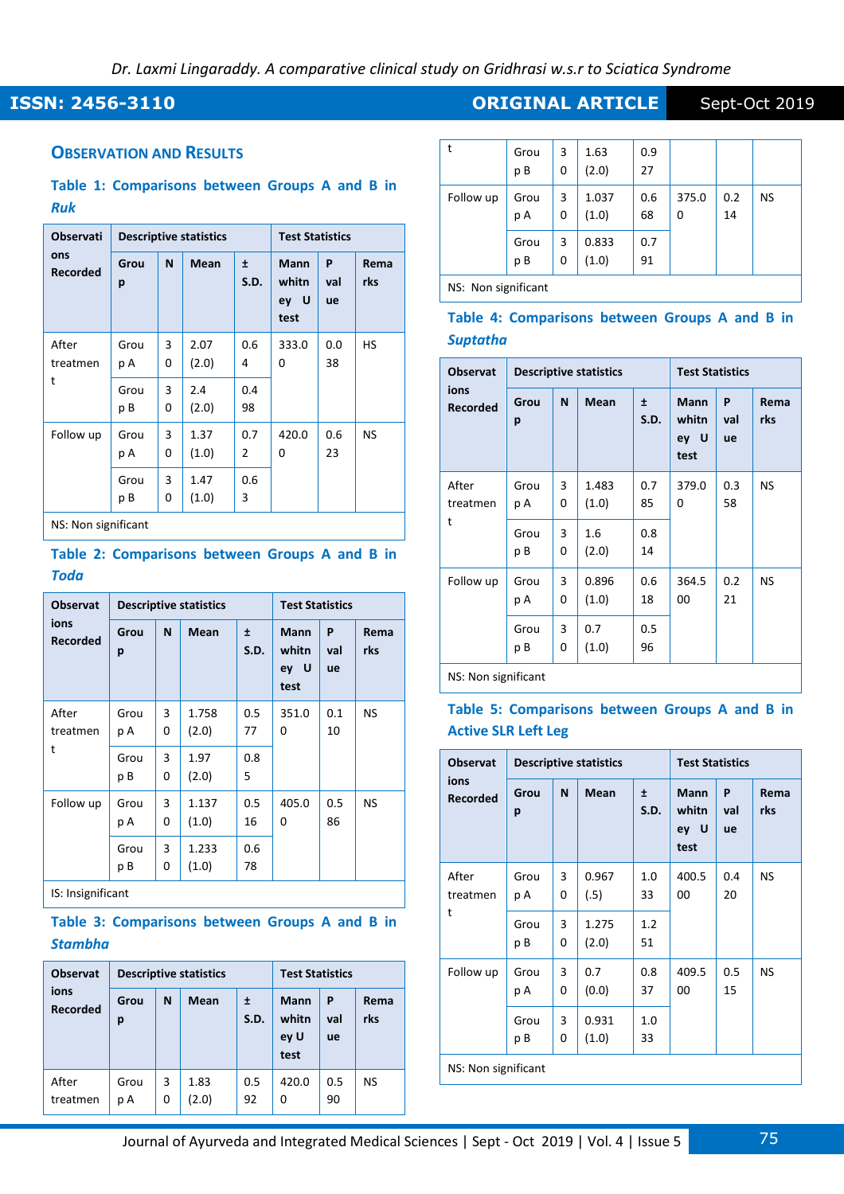## OBSERVATION AND RESULTS

**Table 1: Comparisons between Groups A and B in *Ruk***

| Observations Recorded | Descriptive statistics | | | | Test Statistics | | |
|---|---|---|---|---|---|---|---|
| | Group | N | Mean | ± S.D. | Mann whitney U test | P value | Remarks |
| After treatment | Group A | 30 | 2.07 (2.0) | 0.64 | 333.00 | 0.038 | HS |
| | Group B | 30 | 2.4 (2.0) | 0.498 | | | |
| Follow up | Group A | 30 | 1.37 (1.0) | 0.72 | 420.00 | 0.623 | NS |
| | Group B | 30 | 1.47 (1.0) | 0.63 | | | |

NS: Non significant

**Table 2: Comparisons between Groups A and B in *Toda***

| Observations Recorded | Descriptive statistics | | | | Test Statistics | | |
|---|---|---|---|---|---|---|---|
| | Group | N | Mean | ± S.D. | Mann whitney U test | P value | Remarks |
| After treatment | Group A | 30 | 1.758 (2.0) | 0.577 | 351.00 | 0.110 | NS |
| | Group B | 30 | 1.97 (2.0) | 0.85 | | | |
| Follow up | Group A | 30 | 1.137 (1.0) | 0.516 | 405.00 | 0.586 | NS |
| | Group B | 30 | 1.233 (1.0) | 0.678 | | | |

IS: Insignificant

**Table 3: Comparisons between Groups A and B in *Stambha***

| Observations Recorded | Descriptive statistics | | | | Test Statistics | | |
|---|---|---|---|---|---|---|---|
| | Group | N | Mean | ± S.D. | Mann whitney U test | P value | Remarks |
| After treatment | Group A | 30 | 1.83 (2.0) | 0.592 | 420.00 | 0.590 | NS |
| | Group B | 30 | 1.63 (2.0) | 0.927 | | | |
| Follow up | Group A | 30 | 1.037 (1.0) | 0.668 | 375.00 | 0.214 | NS |
| | Group B | 30 | 0.833 (1.0) | 0.791 | | | |

NS: Non significant

**Table 4: Comparisons between Groups A and B in *Suptatha***

| Observations Recorded | Descriptive statistics | | | | Test Statistics | | |
|---|---|---|---|---|---|---|---|
| | Group | N | Mean | ± S.D. | Mann whitney U test | P value | Remarks |
| After treatment | Group A | 30 | 1.483 (1.0) | 0.785 | 379.00 | 0.358 | NS |
| | Group B | 30 | 1.6 (2.0) | 0.814 | | | |
| Follow up | Group A | 30 | 0.896 (1.0) | 0.618 | 364.500 | 0.221 | NS |
| | Group B | 30 | 0.7 (1.0) | 0.596 | | | |

NS: Non significant

**Table 5: Comparisons between Groups A and B in Active SLR Left Leg**

| Observations Recorded | Descriptive statistics | | | | Test Statistics | | |
|---|---|---|---|---|---|---|---|
| | Group | N | Mean | ± S.D. | Mann whitney U test | P value | Remarks |
| After treatment | Group A | 30 | 0.967 (.5) | 1.033 | 400.500 | 0.420 | NS |
| | Group B | 30 | 1.275 (2.0) | 1.251 | | | |
| Follow up | Group A | 30 | 0.7 (0.0) | 0.837 | 409.500 | 0.515 | NS |
| | Group B | 30 | 0.931 (1.0) | 1.033 | | | |

NS: Non significant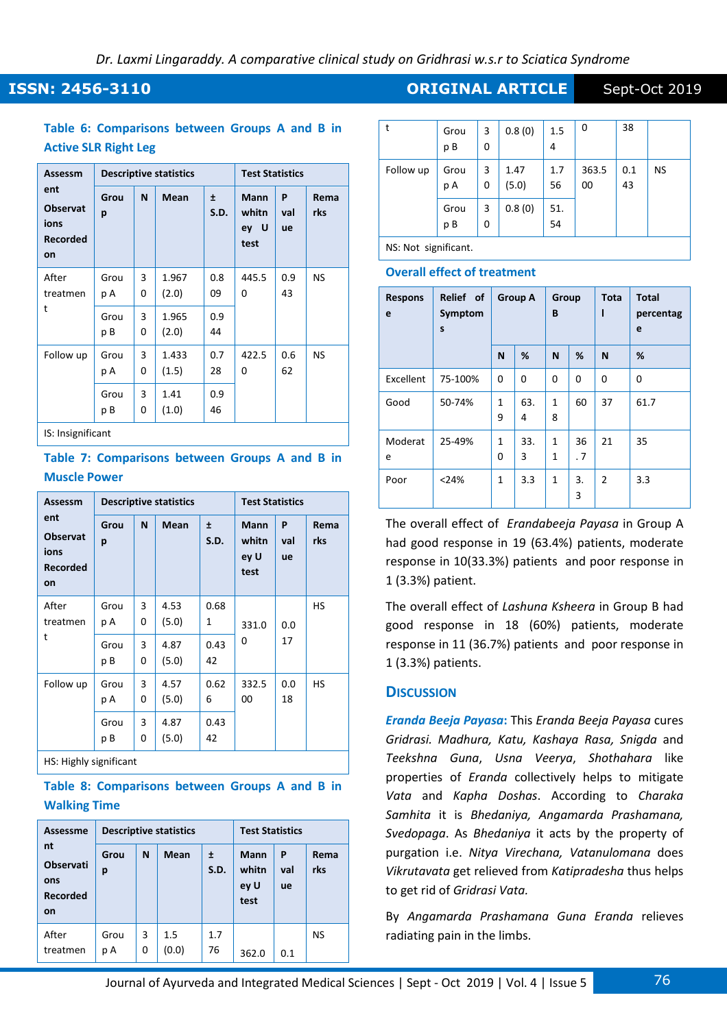**Table 6: Comparisons between Groups A and B in Active SLR Right Leg**

| Assessment Observations Recorded on | Descriptive statistics | | | | Test Statistics | | |
|---|---|---|---|---|---|---|---|
| | Group | N | Mean | ± S.D. | Mann whitney U test | P value | Remarks |
| After treatment | Group A | 30 | 1.967 (2.0) | 0.809 | 445.50 | 0.943 | NS |
| | Group B | 30 | 1.965 (2.0) | 0.944 | | | |
| Follow up | Group A | 30 | 1.433 (1.5) | 0.728 | 422.50 | 0.662 | NS |
| | Group B | 30 | 1.41 (1.0) | 0.946 | | | |

IS: Insignificant

**Table 7: Comparisons between Groups A and B in Muscle Power**

| Assessment Observations Recorded on | Descriptive statistics | | | | Test Statistics | | |
|---|---|---|---|---|---|---|---|
| | Group | N | Mean | ± S.D. | Mann whitney U test | P value | Remarks |
| After treatment | Group A | 30 | 4.53 (5.0) | 0.681 | 331.00 | 0.017 | HS |
| | Group B | 30 | 4.87 (5.0) | 0.4342 | | | |
| Follow up | Group A | 30 | 4.57 (5.0) | 0.626 | 332.500 | 0.018 | HS |
| | Group B | 30 | 4.87 (5.0) | 0.4342 | | | |

HS: Highly significant

**Table 8: Comparisons between Groups A and B in Walking Time**

| Assessment Observations Recorded on | Descriptive statistics | | | | Test Statistics | | |
|---|---|---|---|---|---|---|---|
| | Group | N | Mean | ± S.D. | Mann whitney U test | P value | Remarks |
| After treatment | Group A | 30 | 1.5 (0.0) | 1.776 | 362.00 | 0.138 | NS |
| | Group B | 30 | 0.8 (0) | 1.54 | | | |
| Follow up | Group A | 30 | 1.47 (5.0) | 1.756 | 363.500 | 0.143 | NS |
| | Group B | 30 | 0.8 (0) | 51.54 | | | |

NS: Not significant.

## Overall effect of treatment

| Response | Relief of Symptoms | Group A | | Group B | | Total | Total percentage |
|---|---|---|---|---|---|---|---|
| | | N | % | N | % | N | % |
| Excellent | 75-100% | 0 | 0 | 0 | 0 | 0 | 0 |
| Good | 50-74% | 19 | 63.4 | 18 | 60 | 37 | 61.7 |
| Moderate | 25-49% | 10 | 33.3 | 11 | 36.7 | 21 | 35 |
| Poor | <24% | 1 | 3.3 | 1 | 3.3 | 2 | 3.3 |

The overall effect of *Erandabeeja Payasa* in Group A had good response in 19 (63.4%) patients, moderate response in 10(33.3%) patients and poor response in 1 (3.3%) patient.

The overall effect of *Lashuna Ksheera* in Group B had good response in 18 (60%) patients, moderate response in 11 (36.7%) patients and poor response in 1 (3.3%) patients.

## Discussion

***Eranda Beeja Payasa*:** This *Eranda Beeja Payasa* cures *Gridrasi. Madhura, Katu, Kashaya Rasa, Snigda* and *Teekshna Guna*, *Usna Veerya*, *Shothahara* like properties of *Eranda* collectively helps to mitigate *Vata* and *Kapha Doshas*. According to *Charaka Samhita* it is *Bhedaniya, Angamarda Prashamana, Svedopaga*. As *Bhedaniya* it acts by the property of purgation i.e. *Nitya Virechana, Vatanulomana* does *Vikrutavata* get relieved from *Katipradesha* thus helps to get rid of *Gridrasi Vata.*

By *Angamarda Prashamana Guna Eranda* relieves radiating pain in the limbs.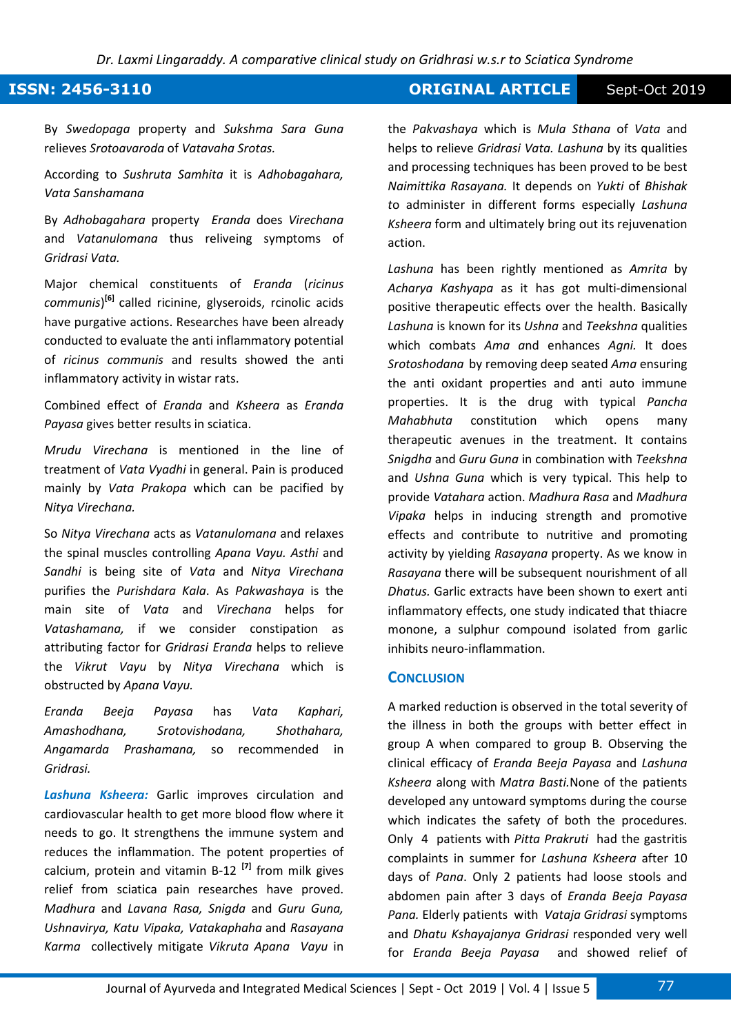By *Swedopaga* property and *Sukshma Sara Guna* relieves *Srotoavaroda* of *Vatavaha Srotas.*

According to *Sushruta Samhita* it is *Adhobagahara, Vata Sanshamana*

By *Adhobagahara* property *Eranda* does *Virechana* and *Vatanulomana* thus reliveing symptoms of *Gridrasi Vata.*

Major chemical constituents of *Eranda* (*ricinus communis*)[6] called ricinine, glyseroids, rcinolic acids have purgative actions. Researches have been already conducted to evaluate the anti inflammatory potential of *ricinus communis* and results showed the anti inflammatory activity in wistar rats.

Combined effect of *Eranda* and *Ksheera* as *Eranda Payasa* gives better results in sciatica.

*Mrudu Virechana* is mentioned in the line of treatment of *Vata Vyadhi* in general. Pain is produced mainly by *Vata Prakopa* which can be pacified by *Nitya Virechana.*

So *Nitya Virechana* acts as *Vatanulomana* and relaxes the spinal muscles controlling *Apana Vayu. Asthi* and *Sandhi* is being site of *Vata* and *Nitya Virechana* purifies the *Purishdara Kala*. As *Pakwashaya* is the main site of *Vata* and *Virechana* helps for *Vatashamana,* if we consider constipation as attributing factor for *Gridrasi Eranda* helps to relieve the *Vikrut Vayu* by *Nitya Virechana* which is obstructed by *Apana Vayu.*

*Eranda Beeja Payasa* has *Vata Kaphari, Amashodhana, Srotovishodana, Shothahara, Angamarda Prashamana,* so recommended in *Gridrasi.*

***Lashuna Ksheera:*** Garlic improves circulation and cardiovascular health to get more blood flow where it needs to go. It strengthens the immune system and reduces the inflammation. The potent properties of calcium, protein and vitamin B-12 [7] from milk gives relief from sciatica pain researches have proved. *Madhura* and *Lavana Rasa, Snigda* and *Guru Guna, Ushnavirya, Katu Vipaka, Vatakaphaha* and *Rasayana Karma* collectively mitigate *Vikruta Apana Vayu* in the *Pakvashaya* which is *Mula Sthana* of *Vata* and helps to relieve *Gridrasi Vata. Lashuna* by its qualities and processing techniques has been proved to be best *Naimittika Rasayana.* It depends on *Yukti* of *Bhishak to* administer in different forms especially *Lashuna Ksheera* form and ultimately bring out its rejuvenation action.

*Lashuna* has been rightly mentioned as *Amrita* by *Acharya Kashyapa* as it has got multi-dimensional positive therapeutic effects over the health. Basically *Lashuna* is known for its *Ushna* and *Teekshna* qualities which combats *Ama a*nd enhances *Agni.* It does *Srotoshodana* by removing deep seated *Ama* ensuring the anti oxidant properties and anti auto immune properties. It is the drug with typical *Pancha Mahabhuta* constitution which opens many therapeutic avenues in the treatment. It contains *Snigdha* and *Guru Guna* in combination with *Teekshna* and *Ushna Guna* which is very typical. This help to provide *Vatahara* action. *Madhura Rasa* and *Madhura Vipaka* helps in inducing strength and promotive effects and contribute to nutritive and promoting activity by yielding *Rasayana* property. As we know in *Rasayana* there will be subsequent nourishment of all *Dhatus.* Garlic extracts have been shown to exert anti inflammatory effects, one study indicated that thiacre monone, a sulphur compound isolated from garlic inhibits neuro-inflammation.

## Conclusion

A marked reduction is observed in the total severity of the illness in both the groups with better effect in group A when compared to group B. Observing the clinical efficacy of *Eranda Beeja Payasa* and *Lashuna Ksheera* along with *Matra Basti.*None of the patients developed any untoward symptoms during the course which indicates the safety of both the procedures. Only 4 patients with *Pitta Prakruti* had the gastritis complaints in summer for *Lashuna Ksheera* after 10 days of *Pana*. Only 2 patients had loose stools and abdomen pain after 3 days of *Eranda Beeja Payasa Pana.* Elderly patients with *Vataja Gridrasi* symptoms and *Dhatu Kshayajanya Gridrasi* responded very well for *Eranda Beeja Payasa* and showed relief of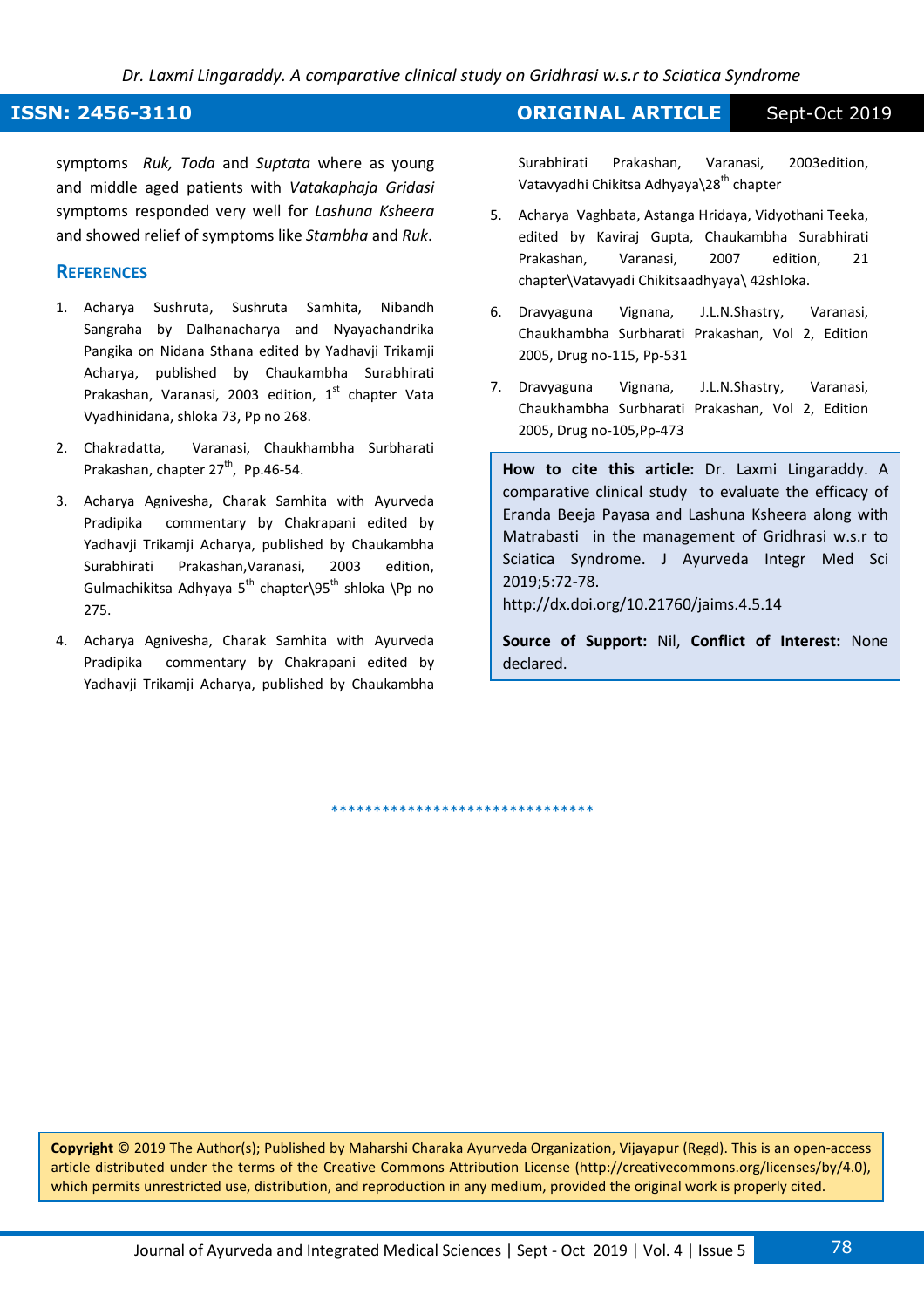symptoms *Ruk, Toda* and *Suptata* where as young and middle aged patients with *Vatakaphaja Gridasi* symptoms responded very well for *Lashuna Ksheera* and showed relief of symptoms like *Stambha* and *Ruk*.

## References

1. Acharya Sushruta, Sushruta Samhita, Nibandh Sangraha by Dalhanacharya and Nyayachandrika Pangika on Nidana Sthana edited by Yadhavji Trikamji Acharya, published by Chaukambha Surabhirati Prakashan, Varanasi, 2003 edition, 1st chapter Vata Vyadhinidana, shloka 73, Pp no 268.
2. Chakradatta, Varanasi, Chaukhambha Surbharati Prakashan, chapter 27th, Pp.46-54.
3. Acharya Agnivesha, Charak Samhita with Ayurveda Pradipika commentary by Chakrapani edited by Yadhavji Trikamji Acharya, published by Chaukambha Surabhirati Prakashan,Varanasi, 2003 edition, Gulmachikitsa Adhyaya 5th chapter\95th shloka \Pp no 275.
4. Acharya Agnivesha, Charak Samhita with Ayurveda Pradipika commentary by Chakrapani edited by Yadhavji Trikamji Acharya, published by Chaukambha Surabhirati Prakashan, Varanasi, 2003edition, Vatavyadhi Chikitsa Adhyaya\28th chapter
5. Acharya Vaghbata, Astanga Hridaya, Vidyothani Teeka, edited by Kaviraj Gupta, Chaukambha Surabhirati Prakashan, Varanasi, 2007 edition, 21 chapter\Vatavyadi Chikitsaadhyaya\ 42shloka.
6. Dravyaguna Vignana, J.L.N.Shastry, Varanasi, Chaukhambha Surbharati Prakashan, Vol 2, Edition 2005, Drug no-115, Pp-531
7. Dravyaguna Vignana, J.L.N.Shastry, Varanasi, Chaukhambha Surbharati Prakashan, Vol 2, Edition 2005, Drug no-105,Pp-473

**How to cite this article:** Dr. Laxmi Lingaraddy. A comparative clinical study to evaluate the efficacy of Eranda Beeja Payasa and Lashuna Ksheera along with Matrabasti in the management of Gridhrasi w.s.r to Sciatica Syndrome. J Ayurveda Integr Med Sci 2019;5:72-78.
http://dx.doi.org/10.21760/jaims.4.5.14

**Source of Support:** Nil, **Conflict of Interest:** None declared.

******************************

**Copyright** © 2019 The Author(s); Published by Maharshi Charaka Ayurveda Organization, Vijayapur (Regd). This is an open-access article distributed under the terms of the Creative Commons Attribution License (http://creativecommons.org/licenses/by/4.0), which permits unrestricted use, distribution, and reproduction in any medium, provided the original work is properly cited.